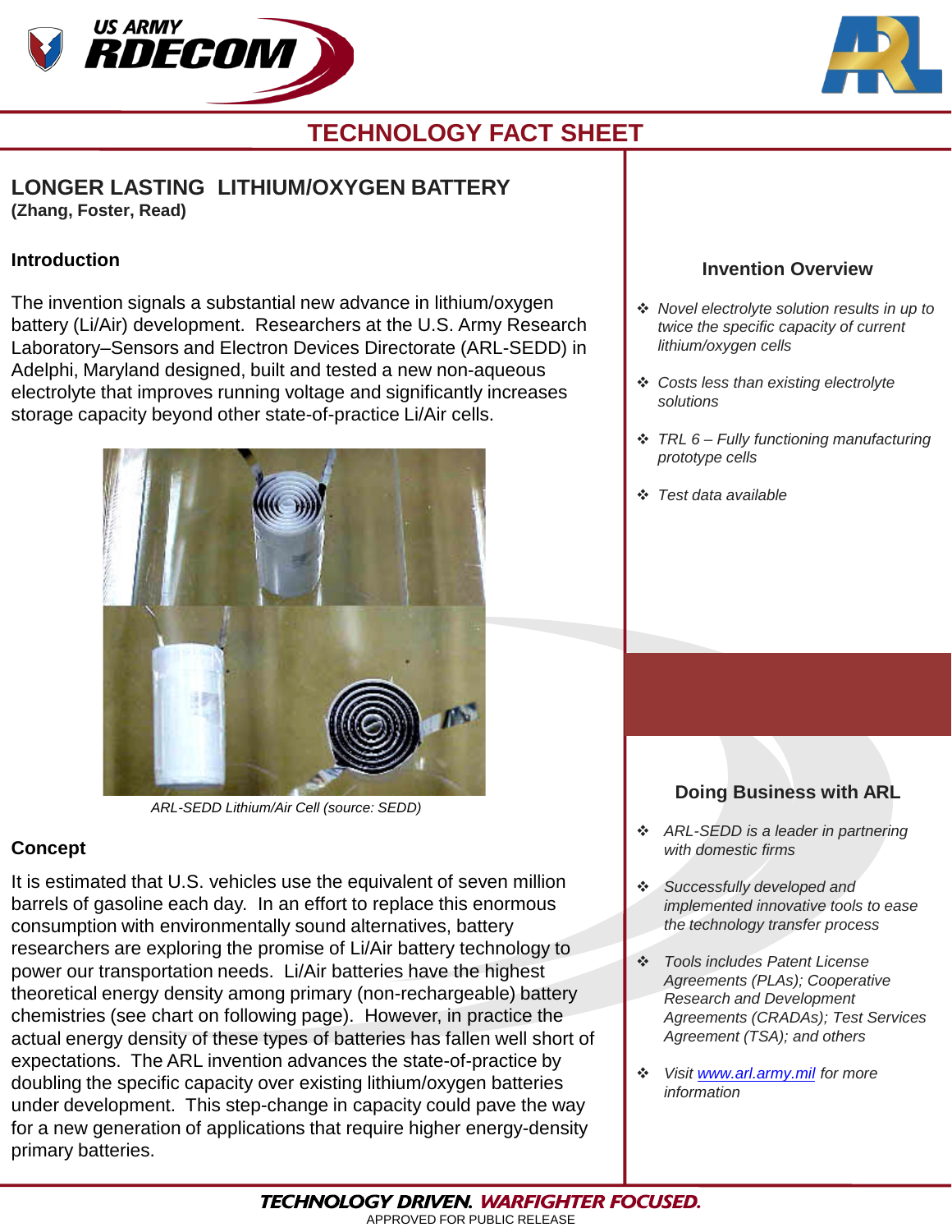US ARMY RDECOM

# TECHNOLOGY FACT SHEET

## LONGER LASTING LITHIUM/OXYGEN BATTERY

**(Zhang, Foster, Read)**

### Introduction

The invention signals a substantial new advance in lithium/oxygen battery (Li/Air) development. Researchers at the U.S. Army Research Laboratory–Sensors and Electron Devices Directorate (ARL-SEDD) in Adelphi, Maryland designed, built and tested a new non-aqueous electrolyte that improves running voltage and significantly increases storage capacity beyond other state-of-practice Li/Air cells.

*ARL-SEDD Lithium/Air Cell (source: SEDD)*

### Concept

It is estimated that U.S. vehicles use the equivalent of seven million barrels of gasoline each day. In an effort to replace this enormous consumption with environmentally sound alternatives, battery researchers are exploring the promise of Li/Air battery technology to power our transportation needs. Li/Air batteries have the highest theoretical energy density among primary (non-rechargeable) battery chemistries (see chart on following page). However, in practice the actual energy density of these types of batteries has fallen well short of expectations. The ARL invention advances the state-of-practice by doubling the specific capacity over existing lithium/oxygen batteries under development. This step-change in capacity could pave the way for a new generation of applications that require higher energy-density primary batteries.

### Invention Overview

- *Novel electrolyte solution results in up to twice the specific capacity of current lithium/oxygen cells*
- *Costs less than existing electrolyte solutions*
- *TRL 6 – Fully functioning manufacturing prototype cells*
- *Test data available*

### Doing Business with ARL

- *ARL-SEDD is a leader in partnering with domestic firms*
- *Successfully developed and implemented innovative tools to ease the technology transfer process*
- *Tools includes Patent License Agreements (PLAs); Cooperative Research and Development Agreements (CRADAs); Test Services Agreement (TSA); and others*
- *Visit www.arl.army.mil for more information*

**TECHNOLOGY DRIVEN. WARFIGHTER FOCUSED.**

APPROVED FOR PUBLIC RELEASE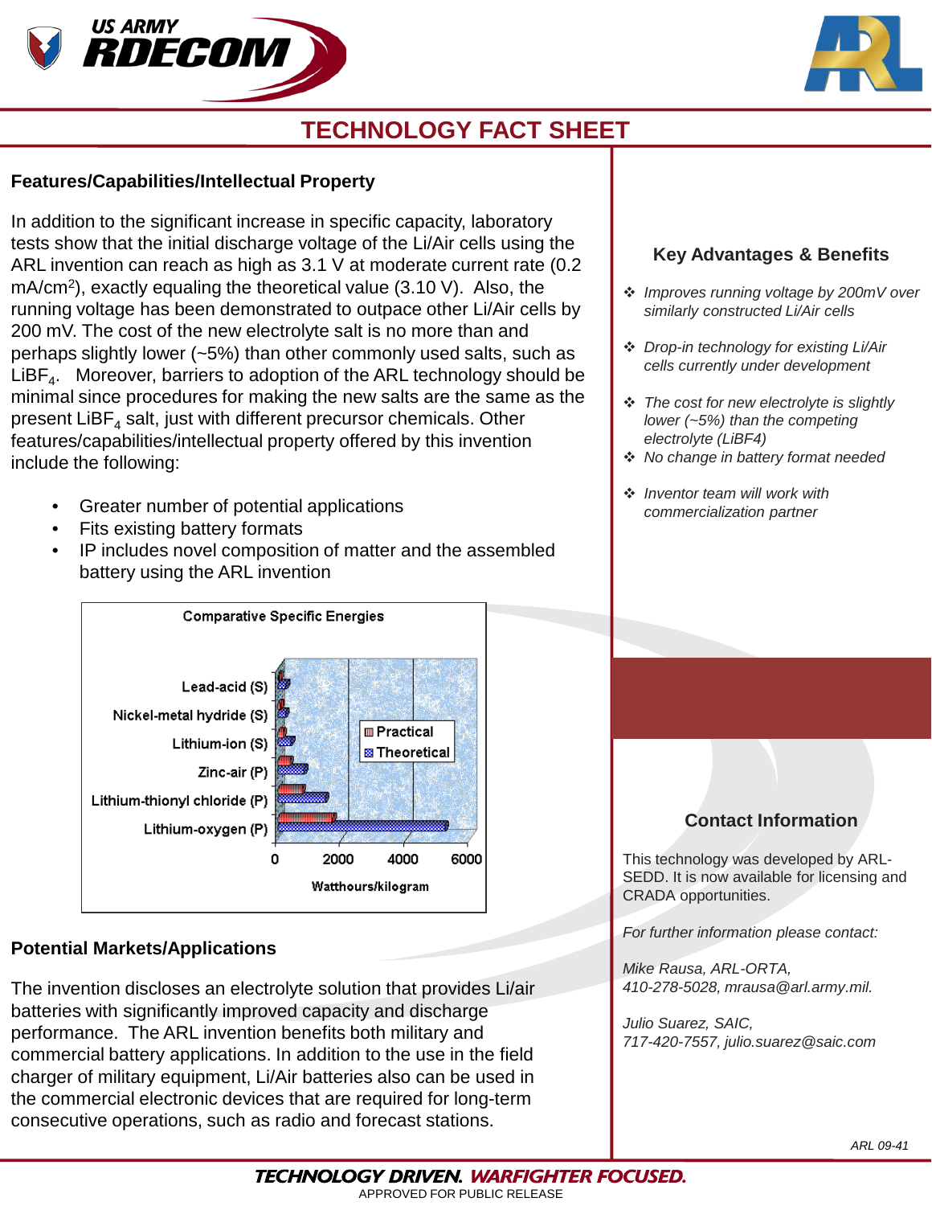# TECHNOLOGY FACT SHEET

## Features/Capabilities/Intellectual Property

In addition to the significant increase in specific capacity, laboratory tests show that the initial discharge voltage of the Li/Air cells using the ARL invention can reach as high as 3.1 V at moderate current rate (0.2 $mA/cm^2$), exactly equaling the theoretical value (3.10 V). Also, the running voltage has been demonstrated to outpace other Li/Air cells by 200 mV. The cost of the new electrolyte salt is no more than and perhaps slightly lower (~5%) than other commonly used salts, such as $LiBF_4$. Moreover, barriers to adoption of the ARL technology should be minimal since procedures for making the new salts are the same as the present $LiBF_4$ salt, just with different precursor chemicals. Other features/capabilities/intellectual property offered by this invention include the following:

- Greater number of potential applications
- Fits existing battery formats
- IP includes novel composition of matter and the assembled battery using the ARL invention

Comparative Specific Energies

Lead-acid (S)
Nickel-metal hydride (S)
Lithium-ion (S)
Zinc-air (P)
Lithium-thionyl chloride (P)
Lithium-oxygen (P)

Practical
Theoretical

0
2000
4000
6000

Watthours/kilogram

## Potential Markets/Applications

The invention discloses an electrolyte solution that provides Li/air batteries with significantly improved capacity and discharge performance. The ARL invention benefits both military and commercial battery applications. In addition to the use in the field charger of military equipment, Li/Air batteries also can be used in the commercial electronic devices that are required for long-term consecutive operations, such as radio and forecast stations.

## Key Advantages & Benefits

- *Improves running voltage by 200mV over similarly constructed Li/Air cells*
- *Drop-in technology for existing Li/Air cells currently under development*
- *The cost for new electrolyte is slightly lower (~5%) than the competing electrolyte (LiBF4)*
- *No change in battery format needed*
- *Inventor team will work with commercialization partner*

## Contact Information

This technology was developed by ARL-SEDD. It is now available for licensing and CRADA opportunities.

*For further information please contact:*

*Mike Rausa, ARL-ORTA,*
*410-278-5028, mrausa@arl.army.mil.*

*Julio Suarez, SAIC,*
*717-420-7557, julio.suarez@saic.com*

*ARL 09-41*

**TECHNOLOGY DRIVEN. WARFIGHTER FOCUSED.**

APPROVED FOR PUBLIC RELEASE